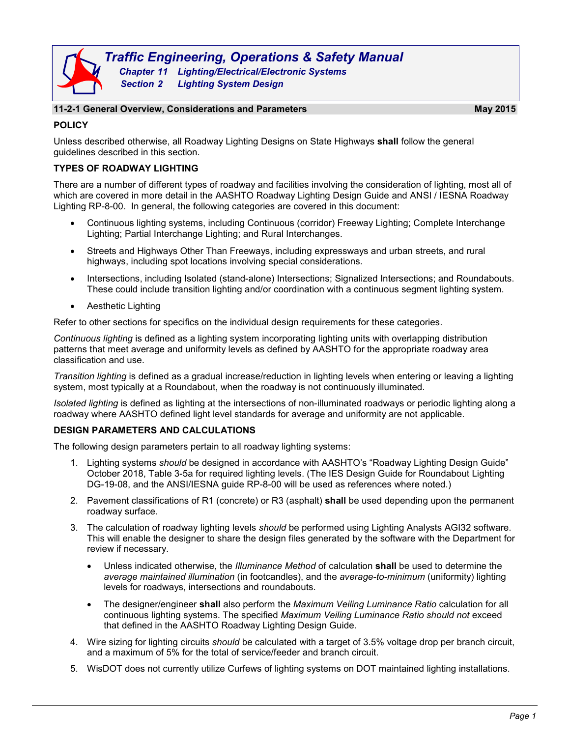# Traffic Engineering, Operations & Safety Manual

**Chapter 11 Lighting/Electrical/Electronic Systems**

**Section 2 Lighting System Design**

## 11-2-1 General Overview, Considerations and Parameters — May 2015

### POLICY

Unless described otherwise, all Roadway Lighting Designs on State Highways **shall** follow the general guidelines described in this section.

### TYPES OF ROADWAY LIGHTING

There are a number of different types of roadway and facilities involving the consideration of lighting, most all of which are covered in more detail in the AASHTO Roadway Lighting Design Guide and ANSI / IESNA Roadway Lighting RP-8-00. In general, the following categories are covered in this document:

- Continuous lighting systems, including Continuous (corridor) Freeway Lighting; Complete Interchange Lighting; Partial Interchange Lighting; and Rural Interchanges.
- Streets and Highways Other Than Freeways, including expressways and urban streets, and rural highways, including spot locations involving special considerations.
- Intersections, including Isolated (stand-alone) Intersections; Signalized Intersections; and Roundabouts. These could include transition lighting and/or coordination with a continuous segment lighting system.
- Aesthetic Lighting

Refer to other sections for specifics on the individual design requirements for these categories.

*Continuous lighting* is defined as a lighting system incorporating lighting units with overlapping distribution patterns that meet average and uniformity levels as defined by AASHTO for the appropriate roadway area classification and use.

*Transition lighting* is defined as a gradual increase/reduction in lighting levels when entering or leaving a lighting system, most typically at a Roundabout, when the roadway is not continuously illuminated.

*Isolated lighting* is defined as lighting at the intersections of non-illuminated roadways or periodic lighting along a roadway where AASHTO defined light level standards for average and uniformity are not applicable.

### DESIGN PARAMETERS AND CALCULATIONS

The following design parameters pertain to all roadway lighting systems:

1. Lighting systems *should* be designed in accordance with AASHTO's "Roadway Lighting Design Guide" October 2018, Table 3-5a for required lighting levels. (The IES Design Guide for Roundabout Lighting DG-19-08, and the ANSI/IESNA guide RP-8-00 will be used as references where noted.)
2. Pavement classifications of R1 (concrete) or R3 (asphalt) **shall** be used depending upon the permanent roadway surface.
3. The calculation of roadway lighting levels *should* be performed using Lighting Analysts AGI32 software. This will enable the designer to share the design files generated by the software with the Department for review if necessary.
   - Unless indicated otherwise, the *Illuminance Method* of calculation **shall** be used to determine the *average maintained illumination* (in footcandles), and the *average-to-minimum* (uniformity) lighting levels for roadways, intersections and roundabouts.
   - The designer/engineer **shall** also perform the *Maximum Veiling Luminance Ratio* calculation for all continuous lighting systems. The specified *Maximum Veiling Luminance Ratio should not* exceed that defined in the AASHTO Roadway Lighting Design Guide.
4. Wire sizing for lighting circuits *should* be calculated with a target of 3.5% voltage drop per branch circuit, and a maximum of 5% for the total of service/feeder and branch circuit.
5. WisDOT does not currently utilize Curfews of lighting systems on DOT maintained lighting installations.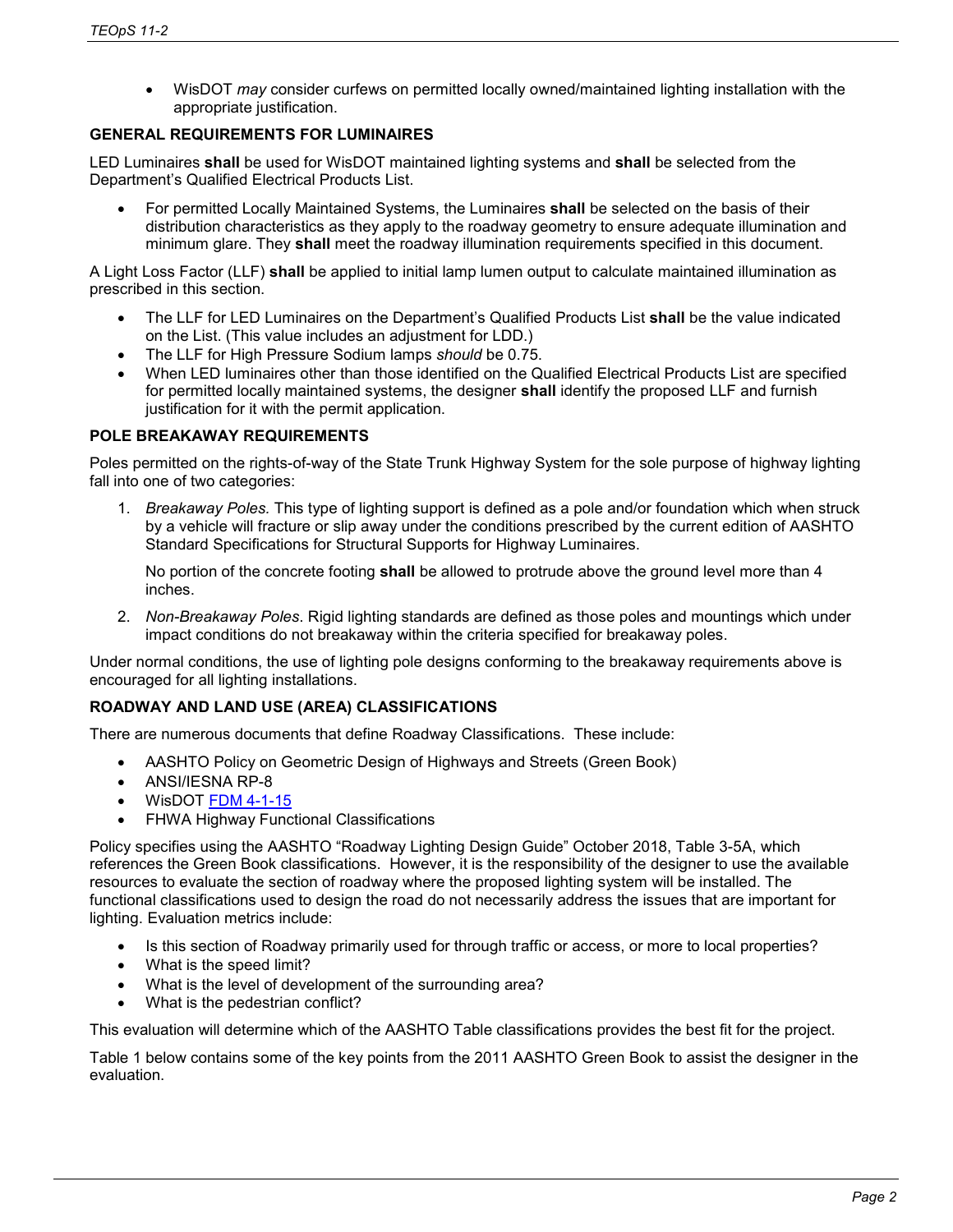- WisDOT *may* consider curfews on permitted locally owned/maintained lighting installation with the appropriate justification.

### GENERAL REQUIREMENTS FOR LUMINAIRES

LED Luminaires **shall** be used for WisDOT maintained lighting systems and **shall** be selected from the Department's Qualified Electrical Products List.

- For permitted Locally Maintained Systems, the Luminaires **shall** be selected on the basis of their distribution characteristics as they apply to the roadway geometry to ensure adequate illumination and minimum glare. They **shall** meet the roadway illumination requirements specified in this document.

A Light Loss Factor (LLF) **shall** be applied to initial lamp lumen output to calculate maintained illumination as prescribed in this section.

- The LLF for LED Luminaires on the Department's Qualified Products List **shall** be the value indicated on the List. (This value includes an adjustment for LDD.)
- The LLF for High Pressure Sodium lamps *should* be 0.75.
- When LED luminaires other than those identified on the Qualified Electrical Products List are specified for permitted locally maintained systems, the designer **shall** identify the proposed LLF and furnish justification for it with the permit application.

### POLE BREAKAWAY REQUIREMENTS

Poles permitted on the rights-of-way of the State Trunk Highway System for the sole purpose of highway lighting fall into one of two categories:

1. *Breakaway Poles.* This type of lighting support is defined as a pole and/or foundation which when struck by a vehicle will fracture or slip away under the conditions prescribed by the current edition of AASHTO Standard Specifications for Structural Supports for Highway Luminaires.

   No portion of the concrete footing **shall** be allowed to protrude above the ground level more than 4 inches.

2. *Non-Breakaway Poles*. Rigid lighting standards are defined as those poles and mountings which under impact conditions do not breakaway within the criteria specified for breakaway poles.

Under normal conditions, the use of lighting pole designs conforming to the breakaway requirements above is encouraged for all lighting installations.

### ROADWAY AND LAND USE (AREA) CLASSIFICATIONS

There are numerous documents that define Roadway Classifications. These include:

- AASHTO Policy on Geometric Design of Highways and Streets (Green Book)
- ANSI/IESNA RP-8
- WisDOT FDM 4-1-15
- FHWA Highway Functional Classifications

Policy specifies using the AASHTO "Roadway Lighting Design Guide" October 2018, Table 3-5A, which references the Green Book classifications. However, it is the responsibility of the designer to use the available resources to evaluate the section of roadway where the proposed lighting system will be installed. The functional classifications used to design the road do not necessarily address the issues that are important for lighting. Evaluation metrics include:

- Is this section of Roadway primarily used for through traffic or access, or more to local properties?
- What is the speed limit?
- What is the level of development of the surrounding area?
- What is the pedestrian conflict?

This evaluation will determine which of the AASHTO Table classifications provides the best fit for the project.

Table 1 below contains some of the key points from the 2011 AASHTO Green Book to assist the designer in the evaluation.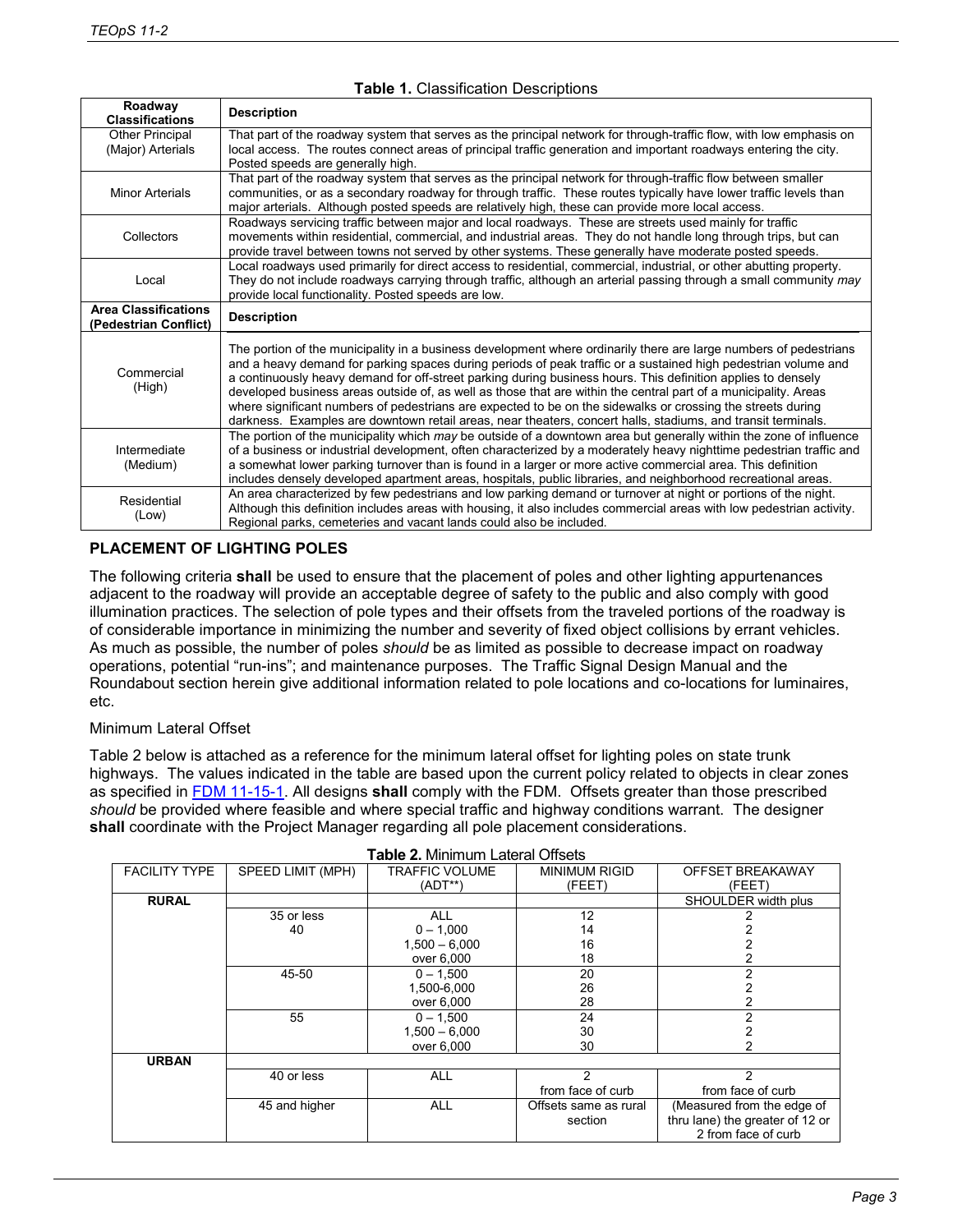**Table 1.** Classification Descriptions

| Roadway Classifications | Description |
|---|---|
| Other Principal (Major) Arterials | That part of the roadway system that serves as the principal network for through-traffic flow, with low emphasis on local access. The routes connect areas of principal traffic generation and important roadways entering the city. Posted speeds are generally high. |
| Minor Arterials | That part of the roadway system that serves as the principal network for through-traffic flow between smaller communities, or as a secondary roadway for through traffic. These routes typically have lower traffic levels than major arterials. Although posted speeds are relatively high, these can provide more local access. |
| Collectors | Roadways servicing traffic between major and local roadways. These are streets used mainly for traffic movements within residential, commercial, and industrial areas. They do not handle long through trips, but can provide travel between towns not served by other systems. These generally have moderate posted speeds. |
| Local | Local roadways used primarily for direct access to residential, commercial, industrial, or other abutting property. They do not include roadways carrying through traffic, although an arterial passing through a small community *may* provide local functionality. Posted speeds are low. |
| **Area Classifications (Pedestrian Conflict)** | **Description** |
| Commercial (High) | The portion of the municipality in a business development where ordinarily there are large numbers of pedestrians and a heavy demand for parking spaces during periods of peak traffic or a sustained high pedestrian volume and a continuously heavy demand for off-street parking during business hours. This definition applies to densely developed business areas outside of, as well as those that are within the central part of a municipality. Areas where significant numbers of pedestrians are expected to be on the sidewalks or crossing the streets during darkness. Examples are downtown retail areas, near theaters, concert halls, stadiums, and transit terminals. |
| Intermediate (Medium) | The portion of the municipality which *may* be outside of a downtown area but generally within the zone of influence of a business or industrial development, often characterized by a moderately heavy nighttime pedestrian traffic and a somewhat lower parking turnover than is found in a larger or more active commercial area. This definition includes densely developed apartment areas, hospitals, public libraries, and neighborhood recreational areas. |
| Residential (Low) | An area characterized by few pedestrians and low parking demand or turnover at night or portions of the night. Although this definition includes areas with housing, it also includes commercial areas with low pedestrian activity. Regional parks, cemeteries and vacant lands could also be included. |

## PLACEMENT OF LIGHTING POLES

The following criteria **shall** be used to ensure that the placement of poles and other lighting appurtenances adjacent to the roadway will provide an acceptable degree of safety to the public and also comply with good illumination practices. The selection of pole types and their offsets from the traveled portions of the roadway is of considerable importance in minimizing the number and severity of fixed object collisions by errant vehicles. As much as possible, the number of poles *should* be as limited as possible to decrease impact on roadway operations, potential "run-ins"; and maintenance purposes. The Traffic Signal Design Manual and the Roundabout section herein give additional information related to pole locations and co-locations for luminaires, etc.

### Minimum Lateral Offset

Table 2 below is attached as a reference for the minimum lateral offset for lighting poles on state trunk highways. The values indicated in the table are based upon the current policy related to objects in clear zones as specified in FDM 11-15-1. All designs **shall** comply with the FDM. Offsets greater than those prescribed *should* be provided where feasible and where special traffic and highway conditions warrant. The designer **shall** coordinate with the Project Manager regarding all pole placement considerations.

**Table 2.** Minimum Lateral Offsets

| FACILITY TYPE | SPEED LIMIT (MPH) | TRAFFIC VOLUME (ADT**) | MINIMUM RIGID (FEET) | OFFSET BREAKAWAY (FEET) |
|---|---|---|---|---|
| **RURAL** | | | | SHOULDER width plus |
| | 35 or less | ALL | 12 | 2 |
| | 40 | 0 – 1,000 | 14 | 2 |
| | | 1,500 – 6,000 | 16 | 2 |
| | | over 6,000 | 18 | 2 |
| | 45-50 | 0 – 1,500 | 20 | 2 |
| | | 1,500-6,000 | 26 | 2 |
| | | over 6,000 | 28 | 2 |
| | 55 | 0 – 1,500 | 24 | 2 |
| | | 1,500 – 6,000 | 30 | 2 |
| | | over 6,000 | 30 | 2 |
| **URBAN** | | | | |
| | 40 or less | ALL | 2 from face of curb | 2 from face of curb |
| | 45 and higher | ALL | Offsets same as rural section | (Measured from the edge of thru lane) the greater of 12 or 2 from face of curb |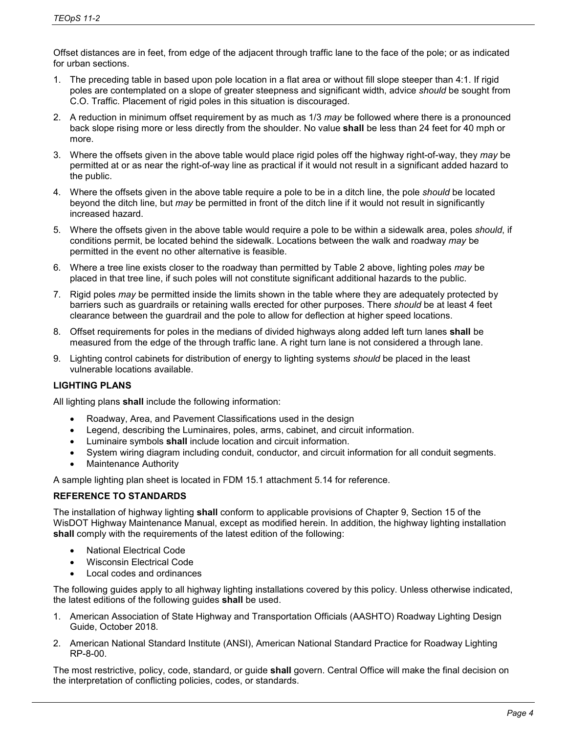Offset distances are in feet, from edge of the adjacent through traffic lane to the face of the pole; or as indicated for urban sections.

1. The preceding table in based upon pole location in a flat area or without fill slope steeper than 4:1. If rigid poles are contemplated on a slope of greater steepness and significant width, advice *should* be sought from C.O. Traffic. Placement of rigid poles in this situation is discouraged.
2. A reduction in minimum offset requirement by as much as 1/3 *may* be followed where there is a pronounced back slope rising more or less directly from the shoulder. No value **shall** be less than 24 feet for 40 mph or more.
3. Where the offsets given in the above table would place rigid poles off the highway right-of-way, they *may* be permitted at or as near the right-of-way line as practical if it would not result in a significant added hazard to the public.
4. Where the offsets given in the above table require a pole to be in a ditch line, the pole *should* be located beyond the ditch line, but *may* be permitted in front of the ditch line if it would not result in significantly increased hazard.
5. Where the offsets given in the above table would require a pole to be within a sidewalk area, poles *should*, if conditions permit, be located behind the sidewalk. Locations between the walk and roadway *may* be permitted in the event no other alternative is feasible.
6. Where a tree line exists closer to the roadway than permitted by Table 2 above, lighting poles *may* be placed in that tree line, if such poles will not constitute significant additional hazards to the public.
7. Rigid poles *may* be permitted inside the limits shown in the table where they are adequately protected by barriers such as guardrails or retaining walls erected for other purposes. There *should* be at least 4 feet clearance between the guardrail and the pole to allow for deflection at higher speed locations.
8. Offset requirements for poles in the medians of divided highways along added left turn lanes **shall** be measured from the edge of the through traffic lane. A right turn lane is not considered a through lane.
9. Lighting control cabinets for distribution of energy to lighting systems *should* be placed in the least vulnerable locations available.

**LIGHTING PLANS**

All lighting plans **shall** include the following information:

- Roadway, Area, and Pavement Classifications used in the design
- Legend, describing the Luminaires, poles, arms, cabinet, and circuit information.
- Luminaire symbols **shall** include location and circuit information.
- System wiring diagram including conduit, conductor, and circuit information for all conduit segments.
- Maintenance Authority

A sample lighting plan sheet is located in FDM 15.1 attachment 5.14 for reference.

**REFERENCE TO STANDARDS**

The installation of highway lighting **shall** conform to applicable provisions of Chapter 9, Section 15 of the WisDOT Highway Maintenance Manual, except as modified herein. In addition, the highway lighting installation **shall** comply with the requirements of the latest edition of the following:

- National Electrical Code
- Wisconsin Electrical Code
- Local codes and ordinances

The following guides apply to all highway lighting installations covered by this policy. Unless otherwise indicated, the latest editions of the following guides **shall** be used.

1. American Association of State Highway and Transportation Officials (AASHTO) Roadway Lighting Design Guide, October 2018.
2. American National Standard Institute (ANSI), American National Standard Practice for Roadway Lighting RP-8-00.

The most restrictive, policy, code, standard, or guide **shall** govern. Central Office will make the final decision on the interpretation of conflicting policies, codes, or standards.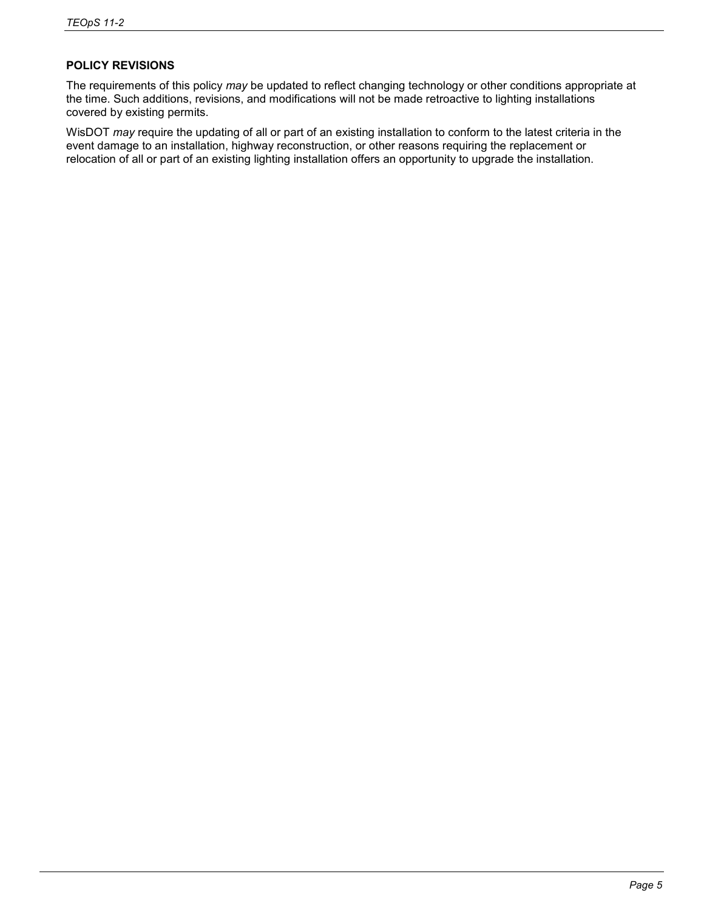**POLICY REVISIONS**

The requirements of this policy *may* be updated to reflect changing technology or other conditions appropriate at the time. Such additions, revisions, and modifications will not be made retroactive to lighting installations covered by existing permits.

WisDOT *may* require the updating of all or part of an existing installation to conform to the latest criteria in the event damage to an installation, highway reconstruction, or other reasons requiring the replacement or relocation of all or part of an existing lighting installation offers an opportunity to upgrade the installation.